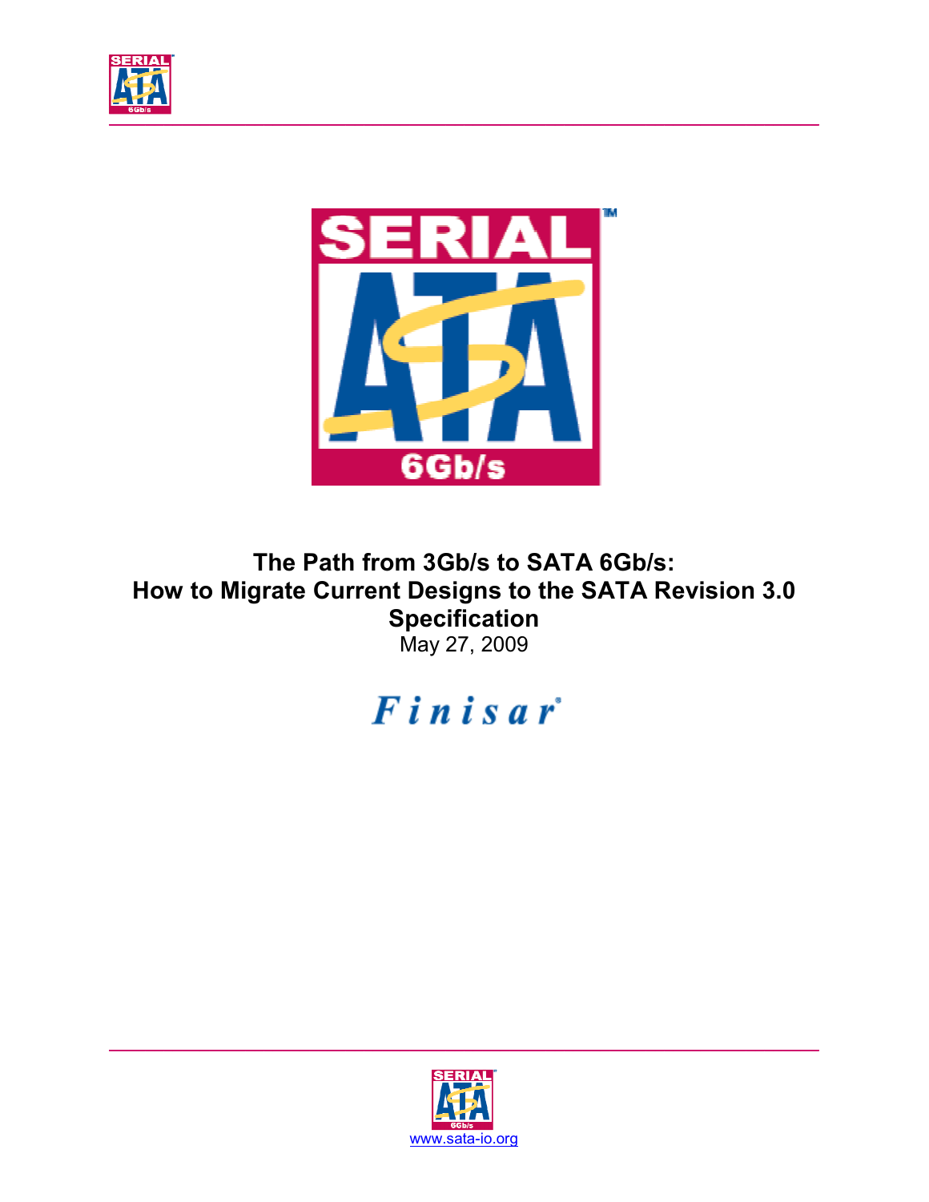# The Path from 3Gb/s to SATA 6Gb/s: How to Migrate Current Designs to the SATA Revision 3.0 Specification

May 27, 2009

Finisar

www.sata-io.org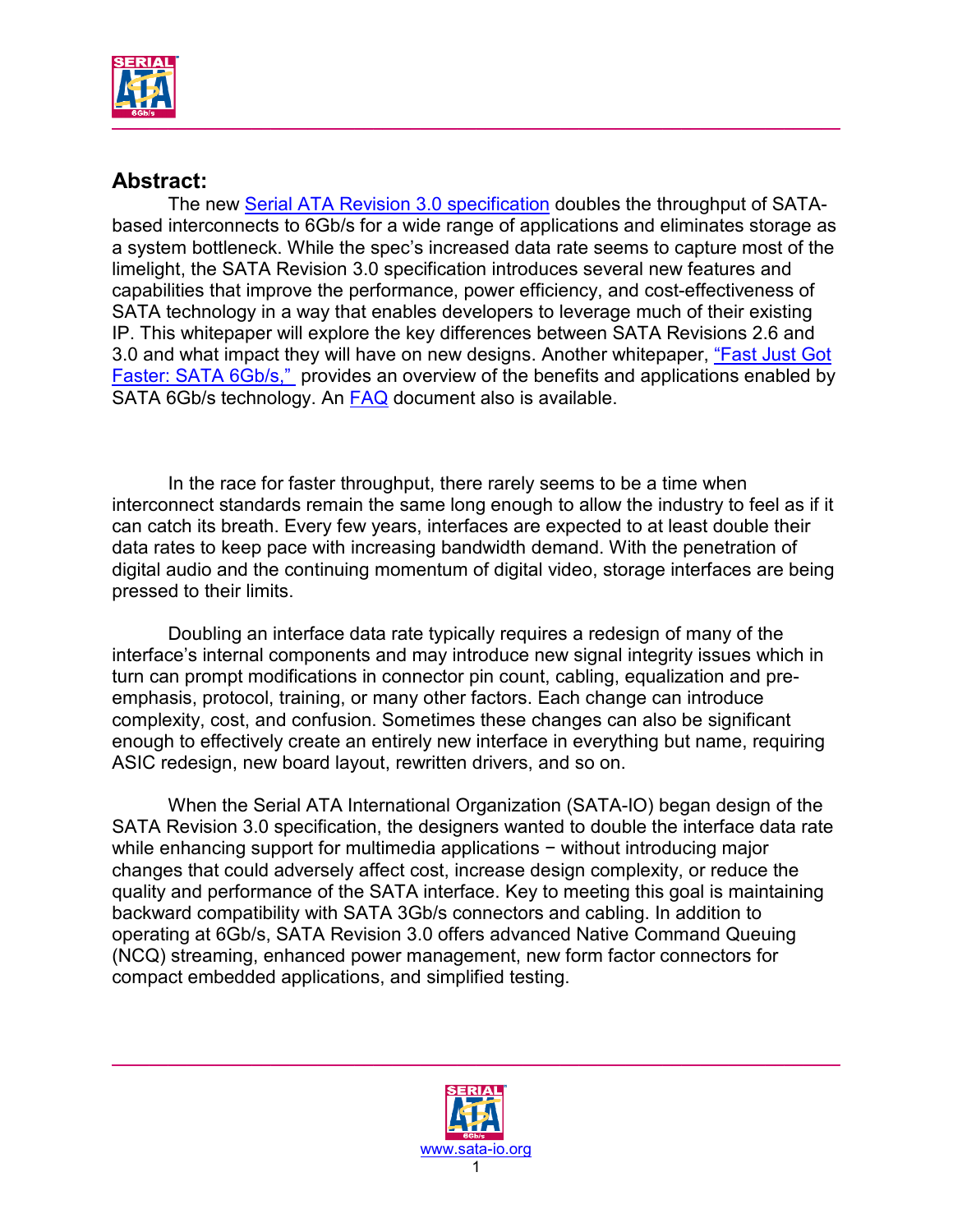## Abstract:

The new Serial ATA Revision 3.0 specification doubles the throughput of SATA-based interconnects to 6Gb/s for a wide range of applications and eliminates storage as a system bottleneck. While the spec's increased data rate seems to capture most of the limelight, the SATA Revision 3.0 specification introduces several new features and capabilities that improve the performance, power efficiency, and cost-effectiveness of SATA technology in a way that enables developers to leverage much of their existing IP. This whitepaper will explore the key differences between SATA Revisions 2.6 and 3.0 and what impact they will have on new designs. Another whitepaper, "Fast Just Got Faster: SATA 6Gb/s," provides an overview of the benefits and applications enabled by SATA 6Gb/s technology. An FAQ document also is available.

In the race for faster throughput, there rarely seems to be a time when interconnect standards remain the same long enough to allow the industry to feel as if it can catch its breath. Every few years, interfaces are expected to at least double their data rates to keep pace with increasing bandwidth demand. With the penetration of digital audio and the continuing momentum of digital video, storage interfaces are being pressed to their limits.

Doubling an interface data rate typically requires a redesign of many of the interface's internal components and may introduce new signal integrity issues which in turn can prompt modifications in connector pin count, cabling, equalization and pre-emphasis, protocol, training, or many other factors. Each change can introduce complexity, cost, and confusion. Sometimes these changes can also be significant enough to effectively create an entirely new interface in everything but name, requiring ASIC redesign, new board layout, rewritten drivers, and so on.

When the Serial ATA International Organization (SATA-IO) began design of the SATA Revision 3.0 specification, the designers wanted to double the interface data rate while enhancing support for multimedia applications − without introducing major changes that could adversely affect cost, increase design complexity, or reduce the quality and performance of the SATA interface. Key to meeting this goal is maintaining backward compatibility with SATA 3Gb/s connectors and cabling. In addition to operating at 6Gb/s, SATA Revision 3.0 offers advanced Native Command Queuing (NCQ) streaming, enhanced power management, new form factor connectors for compact embedded applications, and simplified testing.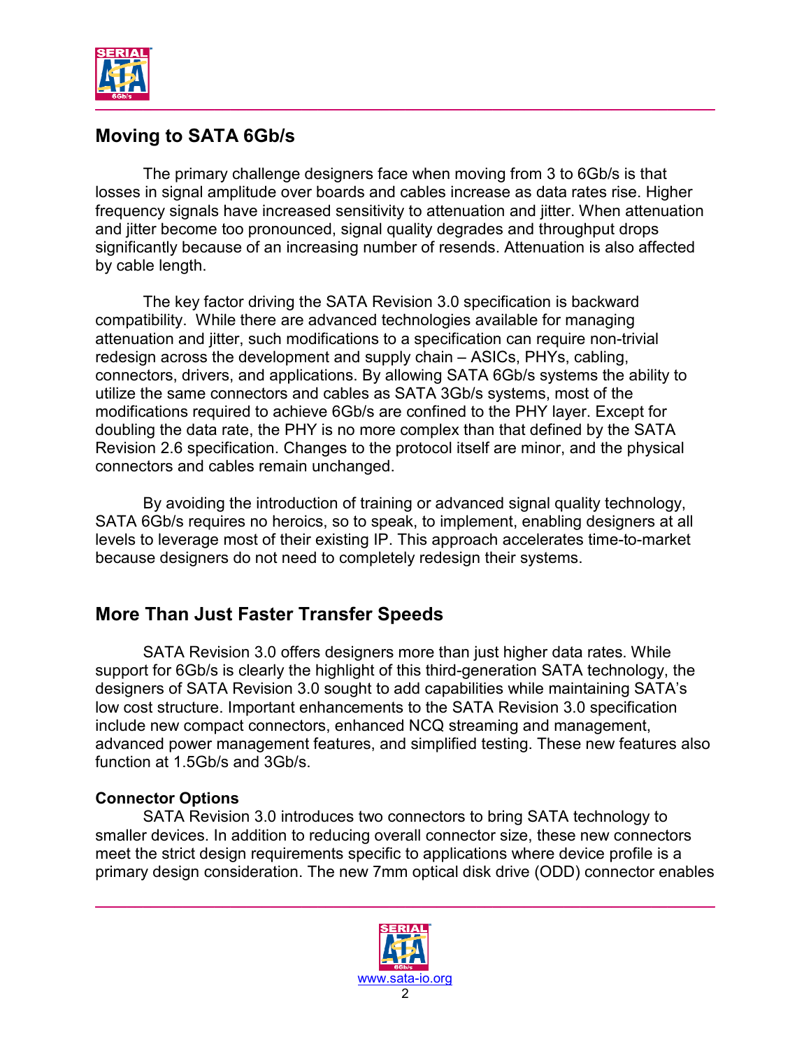## Moving to SATA 6Gb/s

The primary challenge designers face when moving from 3 to 6Gb/s is that losses in signal amplitude over boards and cables increase as data rates rise. Higher frequency signals have increased sensitivity to attenuation and jitter. When attenuation and jitter become too pronounced, signal quality degrades and throughput drops significantly because of an increasing number of resends. Attenuation is also affected by cable length.

The key factor driving the SATA Revision 3.0 specification is backward compatibility. While there are advanced technologies available for managing attenuation and jitter, such modifications to a specification can require non-trivial redesign across the development and supply chain – ASICs, PHYs, cabling, connectors, drivers, and applications. By allowing SATA 6Gb/s systems the ability to utilize the same connectors and cables as SATA 3Gb/s systems, most of the modifications required to achieve 6Gb/s are confined to the PHY layer. Except for doubling the data rate, the PHY is no more complex than that defined by the SATA Revision 2.6 specification. Changes to the protocol itself are minor, and the physical connectors and cables remain unchanged.

By avoiding the introduction of training or advanced signal quality technology, SATA 6Gb/s requires no heroics, so to speak, to implement, enabling designers at all levels to leverage most of their existing IP. This approach accelerates time-to-market because designers do not need to completely redesign their systems.

## More Than Just Faster Transfer Speeds

SATA Revision 3.0 offers designers more than just higher data rates. While support for 6Gb/s is clearly the highlight of this third-generation SATA technology, the designers of SATA Revision 3.0 sought to add capabilities while maintaining SATA's low cost structure. Important enhancements to the SATA Revision 3.0 specification include new compact connectors, enhanced NCQ streaming and management, advanced power management features, and simplified testing. These new features also function at 1.5Gb/s and 3Gb/s.

**Connector Options**

SATA Revision 3.0 introduces two connectors to bring SATA technology to smaller devices. In addition to reducing overall connector size, these new connectors meet the strict design requirements specific to applications where device profile is a primary design consideration. The new 7mm optical disk drive (ODD) connector enables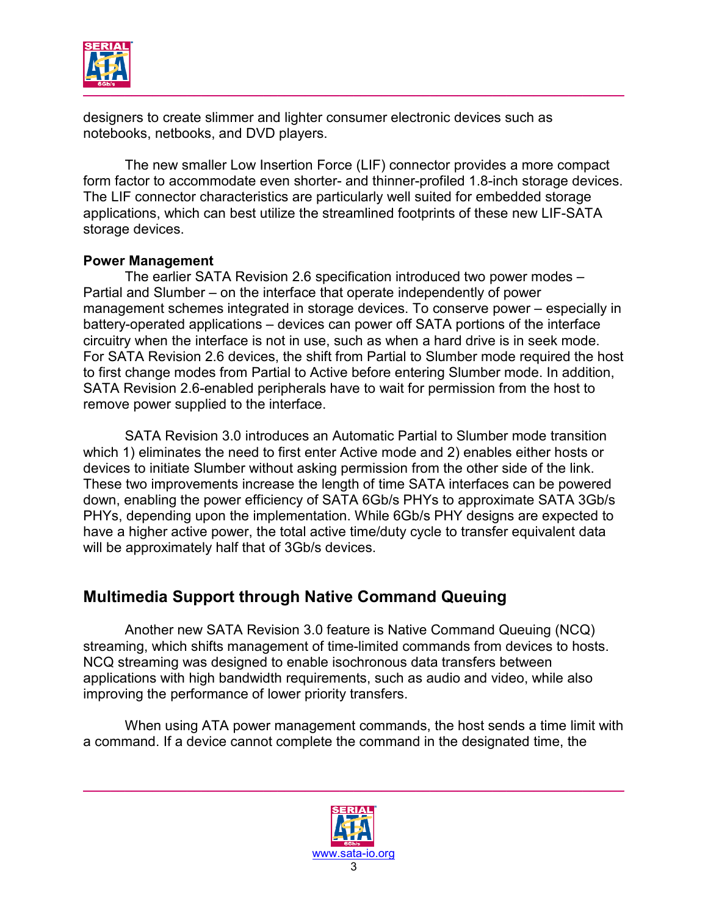designers to create slimmer and lighter consumer electronic devices such as notebooks, netbooks, and DVD players.

The new smaller Low Insertion Force (LIF) connector provides a more compact form factor to accommodate even shorter- and thinner-profiled 1.8-inch storage devices. The LIF connector characteristics are particularly well suited for embedded storage applications, which can best utilize the streamlined footprints of these new LIF-SATA storage devices.

**Power Management**

The earlier SATA Revision 2.6 specification introduced two power modes – Partial and Slumber – on the interface that operate independently of power management schemes integrated in storage devices. To conserve power – especially in battery-operated applications – devices can power off SATA portions of the interface circuitry when the interface is not in use, such as when a hard drive is in seek mode. For SATA Revision 2.6 devices, the shift from Partial to Slumber mode required the host to first change modes from Partial to Active before entering Slumber mode. In addition, SATA Revision 2.6-enabled peripherals have to wait for permission from the host to remove power supplied to the interface.

SATA Revision 3.0 introduces an Automatic Partial to Slumber mode transition which 1) eliminates the need to first enter Active mode and 2) enables either hosts or devices to initiate Slumber without asking permission from the other side of the link. These two improvements increase the length of time SATA interfaces can be powered down, enabling the power efficiency of SATA 6Gb/s PHYs to approximate SATA 3Gb/s PHYs, depending upon the implementation. While 6Gb/s PHY designs are expected to have a higher active power, the total active time/duty cycle to transfer equivalent data will be approximately half that of 3Gb/s devices.

## Multimedia Support through Native Command Queuing

Another new SATA Revision 3.0 feature is Native Command Queuing (NCQ) streaming, which shifts management of time-limited commands from devices to hosts. NCQ streaming was designed to enable isochronous data transfers between applications with high bandwidth requirements, such as audio and video, while also improving the performance of lower priority transfers.

When using ATA power management commands, the host sends a time limit with a command. If a device cannot complete the command in the designated time, the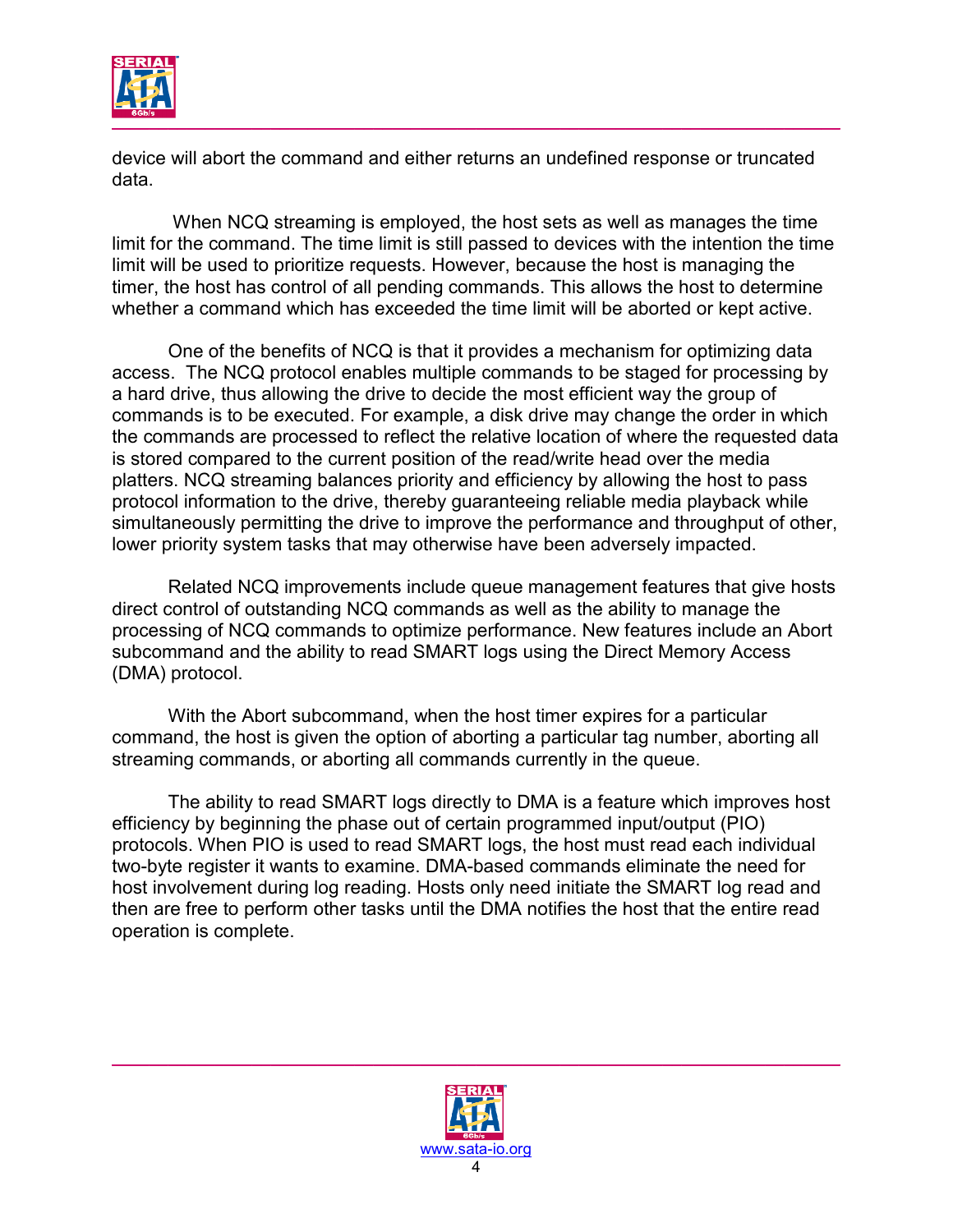device will abort the command and either returns an undefined response or truncated data.

When NCQ streaming is employed, the host sets as well as manages the time limit for the command. The time limit is still passed to devices with the intention the time limit will be used to prioritize requests. However, because the host is managing the timer, the host has control of all pending commands. This allows the host to determine whether a command which has exceeded the time limit will be aborted or kept active.

One of the benefits of NCQ is that it provides a mechanism for optimizing data access. The NCQ protocol enables multiple commands to be staged for processing by a hard drive, thus allowing the drive to decide the most efficient way the group of commands is to be executed. For example, a disk drive may change the order in which the commands are processed to reflect the relative location of where the requested data is stored compared to the current position of the read/write head over the media platters. NCQ streaming balances priority and efficiency by allowing the host to pass protocol information to the drive, thereby guaranteeing reliable media playback while simultaneously permitting the drive to improve the performance and throughput of other, lower priority system tasks that may otherwise have been adversely impacted.

Related NCQ improvements include queue management features that give hosts direct control of outstanding NCQ commands as well as the ability to manage the processing of NCQ commands to optimize performance. New features include an Abort subcommand and the ability to read SMART logs using the Direct Memory Access (DMA) protocol.

With the Abort subcommand, when the host timer expires for a particular command, the host is given the option of aborting a particular tag number, aborting all streaming commands, or aborting all commands currently in the queue.

The ability to read SMART logs directly to DMA is a feature which improves host efficiency by beginning the phase out of certain programmed input/output (PIO) protocols. When PIO is used to read SMART logs, the host must read each individual two-byte register it wants to examine. DMA-based commands eliminate the need for host involvement during log reading. Hosts only need initiate the SMART log read and then are free to perform other tasks until the DMA notifies the host that the entire read operation is complete.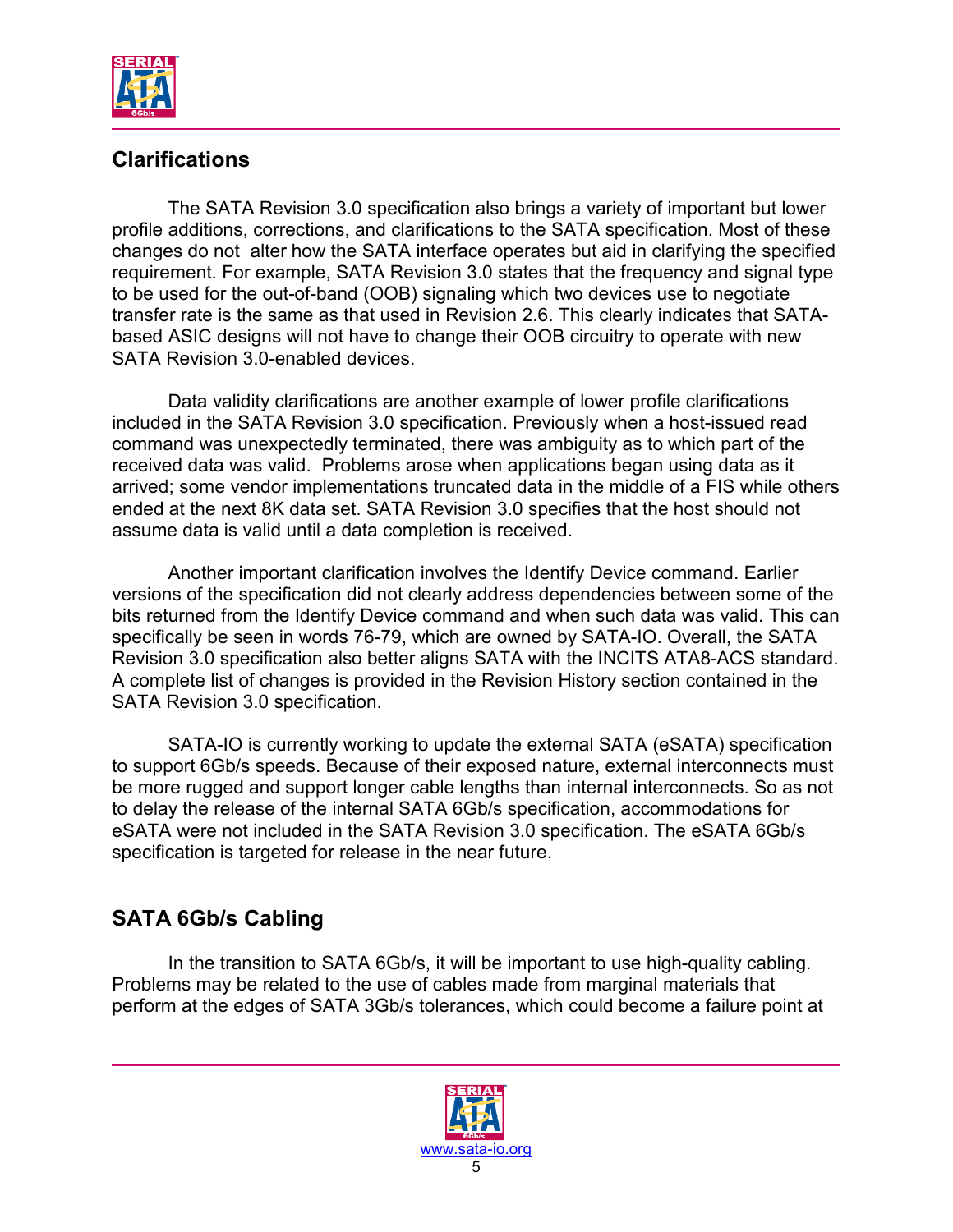## Clarifications

The SATA Revision 3.0 specification also brings a variety of important but lower profile additions, corrections, and clarifications to the SATA specification. Most of these changes do not alter how the SATA interface operates but aid in clarifying the specified requirement. For example, SATA Revision 3.0 states that the frequency and signal type to be used for the out-of-band (OOB) signaling which two devices use to negotiate transfer rate is the same as that used in Revision 2.6. This clearly indicates that SATA-based ASIC designs will not have to change their OOB circuitry to operate with new SATA Revision 3.0-enabled devices.

Data validity clarifications are another example of lower profile clarifications included in the SATA Revision 3.0 specification. Previously when a host-issued read command was unexpectedly terminated, there was ambiguity as to which part of the received data was valid. Problems arose when applications began using data as it arrived; some vendor implementations truncated data in the middle of a FIS while others ended at the next 8K data set. SATA Revision 3.0 specifies that the host should not assume data is valid until a data completion is received.

Another important clarification involves the Identify Device command. Earlier versions of the specification did not clearly address dependencies between some of the bits returned from the Identify Device command and when such data was valid. This can specifically be seen in words 76-79, which are owned by SATA-IO. Overall, the SATA Revision 3.0 specification also better aligns SATA with the INCITS ATA8-ACS standard. A complete list of changes is provided in the Revision History section contained in the SATA Revision 3.0 specification.

SATA-IO is currently working to update the external SATA (eSATA) specification to support 6Gb/s speeds. Because of their exposed nature, external interconnects must be more rugged and support longer cable lengths than internal interconnects. So as not to delay the release of the internal SATA 6Gb/s specification, accommodations for eSATA were not included in the SATA Revision 3.0 specification. The eSATA 6Gb/s specification is targeted for release in the near future.

## SATA 6Gb/s Cabling

In the transition to SATA 6Gb/s, it will be important to use high-quality cabling. Problems may be related to the use of cables made from marginal materials that perform at the edges of SATA 3Gb/s tolerances, which could become a failure point at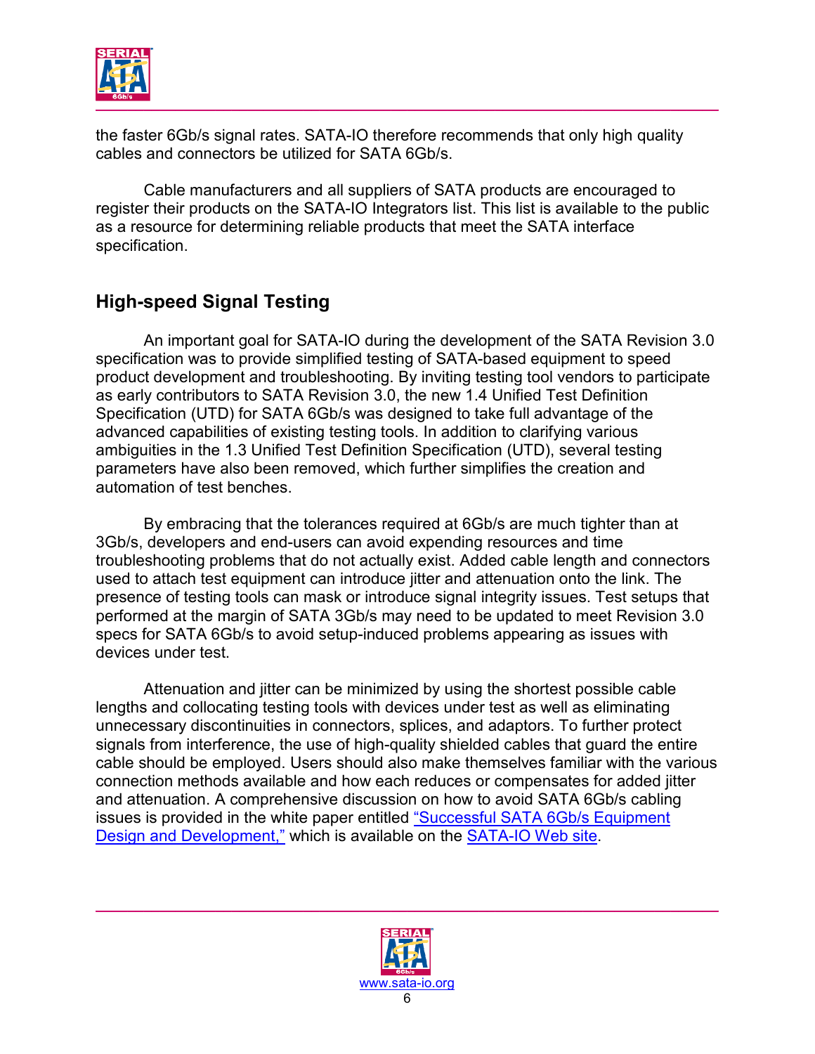the faster 6Gb/s signal rates. SATA-IO therefore recommends that only high quality cables and connectors be utilized for SATA 6Gb/s.

Cable manufacturers and all suppliers of SATA products are encouraged to register their products on the SATA-IO Integrators list. This list is available to the public as a resource for determining reliable products that meet the SATA interface specification.

## High-speed Signal Testing

An important goal for SATA-IO during the development of the SATA Revision 3.0 specification was to provide simplified testing of SATA-based equipment to speed product development and troubleshooting. By inviting testing tool vendors to participate as early contributors to SATA Revision 3.0, the new 1.4 Unified Test Definition Specification (UTD) for SATA 6Gb/s was designed to take full advantage of the advanced capabilities of existing testing tools. In addition to clarifying various ambiguities in the 1.3 Unified Test Definition Specification (UTD), several testing parameters have also been removed, which further simplifies the creation and automation of test benches.

By embracing that the tolerances required at 6Gb/s are much tighter than at 3Gb/s, developers and end-users can avoid expending resources and time troubleshooting problems that do not actually exist. Added cable length and connectors used to attach test equipment can introduce jitter and attenuation onto the link. The presence of testing tools can mask or introduce signal integrity issues. Test setups that performed at the margin of SATA 3Gb/s may need to be updated to meet Revision 3.0 specs for SATA 6Gb/s to avoid setup-induced problems appearing as issues with devices under test.

Attenuation and jitter can be minimized by using the shortest possible cable lengths and collocating testing tools with devices under test as well as eliminating unnecessary discontinuities in connectors, splices, and adaptors. To further protect signals from interference, the use of high-quality shielded cables that guard the entire cable should be employed. Users should also make themselves familiar with the various connection methods available and how each reduces or compensates for added jitter and attenuation. A comprehensive discussion on how to avoid SATA 6Gb/s cabling issues is provided in the white paper entitled "Successful SATA 6Gb/s Equipment Design and Development," which is available on the SATA-IO Web site.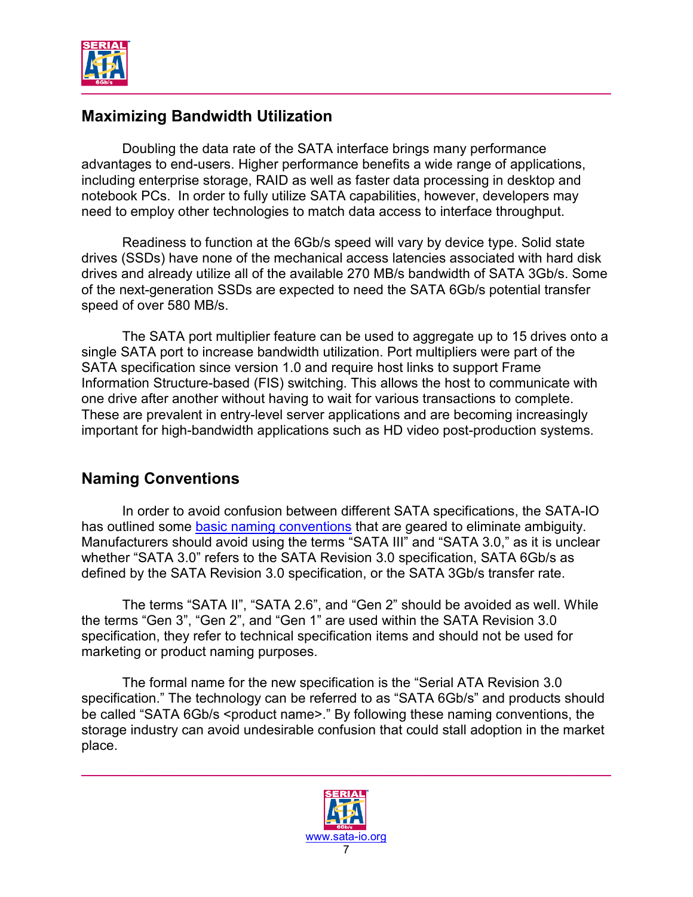## Maximizing Bandwidth Utilization

Doubling the data rate of the SATA interface brings many performance advantages to end-users. Higher performance benefits a wide range of applications, including enterprise storage, RAID as well as faster data processing in desktop and notebook PCs. In order to fully utilize SATA capabilities, however, developers may need to employ other technologies to match data access to interface throughput.

Readiness to function at the 6Gb/s speed will vary by device type. Solid state drives (SSDs) have none of the mechanical access latencies associated with hard disk drives and already utilize all of the available 270 MB/s bandwidth of SATA 3Gb/s. Some of the next-generation SSDs are expected to need the SATA 6Gb/s potential transfer speed of over 580 MB/s.

The SATA port multiplier feature can be used to aggregate up to 15 drives onto a single SATA port to increase bandwidth utilization. Port multipliers were part of the SATA specification since version 1.0 and require host links to support Frame Information Structure-based (FIS) switching. This allows the host to communicate with one drive after another without having to wait for various transactions to complete. These are prevalent in entry-level server applications and are becoming increasingly important for high-bandwidth applications such as HD video post-production systems.

## Naming Conventions

In order to avoid confusion between different SATA specifications, the SATA-IO has outlined some basic naming conventions that are geared to eliminate ambiguity. Manufacturers should avoid using the terms "SATA III" and "SATA 3.0," as it is unclear whether "SATA 3.0" refers to the SATA Revision 3.0 specification, SATA 6Gb/s as defined by the SATA Revision 3.0 specification, or the SATA 3Gb/s transfer rate.

The terms "SATA II", "SATA 2.6", and "Gen 2" should be avoided as well. While the terms "Gen 3", "Gen 2", and "Gen 1" are used within the SATA Revision 3.0 specification, they refer to technical specification items and should not be used for marketing or product naming purposes.

The formal name for the new specification is the "Serial ATA Revision 3.0 specification." The technology can be referred to as "SATA 6Gb/s" and products should be called "SATA 6Gb/s <product name>." By following these naming conventions, the storage industry can avoid undesirable confusion that could stall adoption in the market place.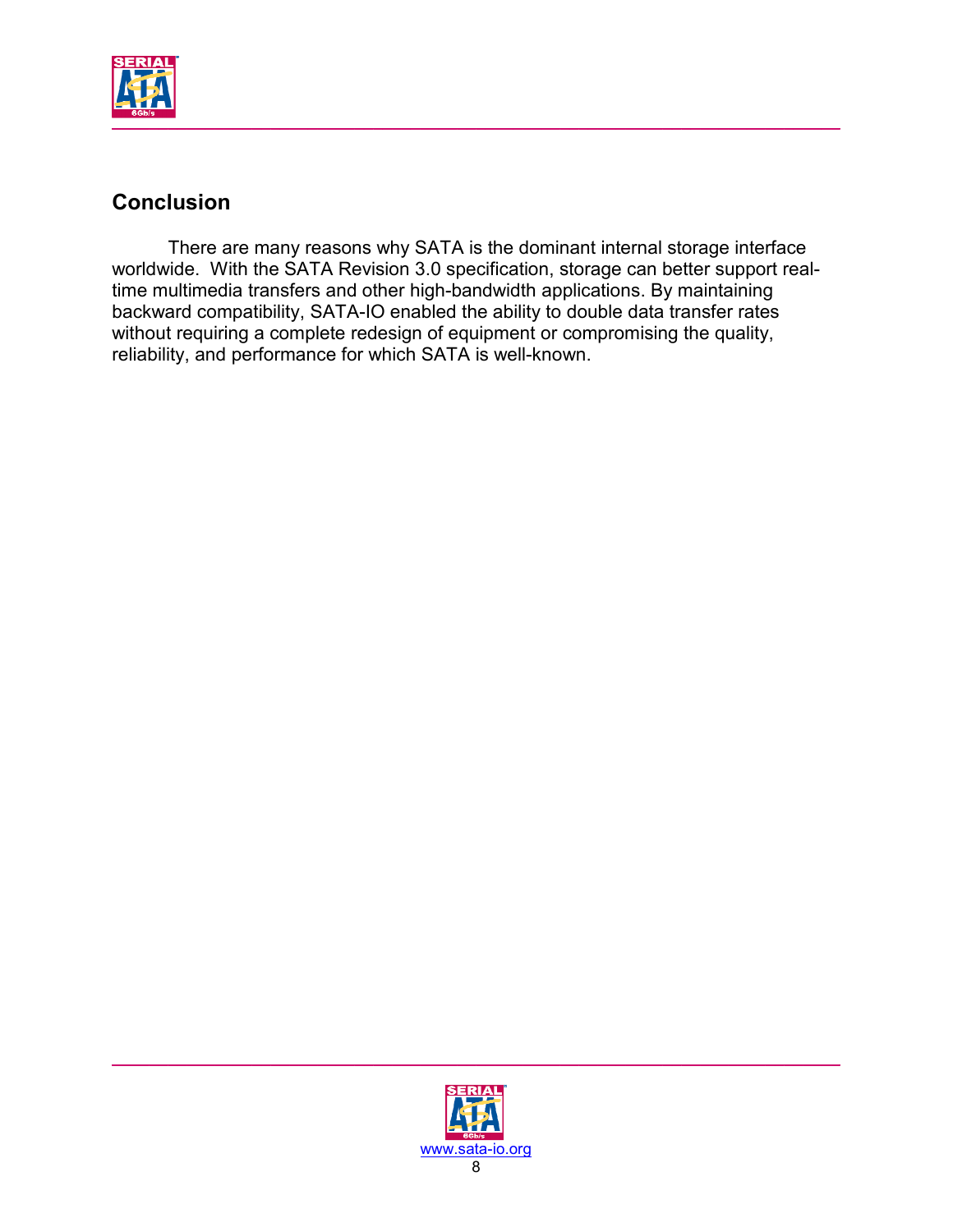## Conclusion

There are many reasons why SATA is the dominant internal storage interface worldwide. With the SATA Revision 3.0 specification, storage can better support real-time multimedia transfers and other high-bandwidth applications. By maintaining backward compatibility, SATA-IO enabled the ability to double data transfer rates without requiring a complete redesign of equipment or compromising the quality, reliability, and performance for which SATA is well-known.